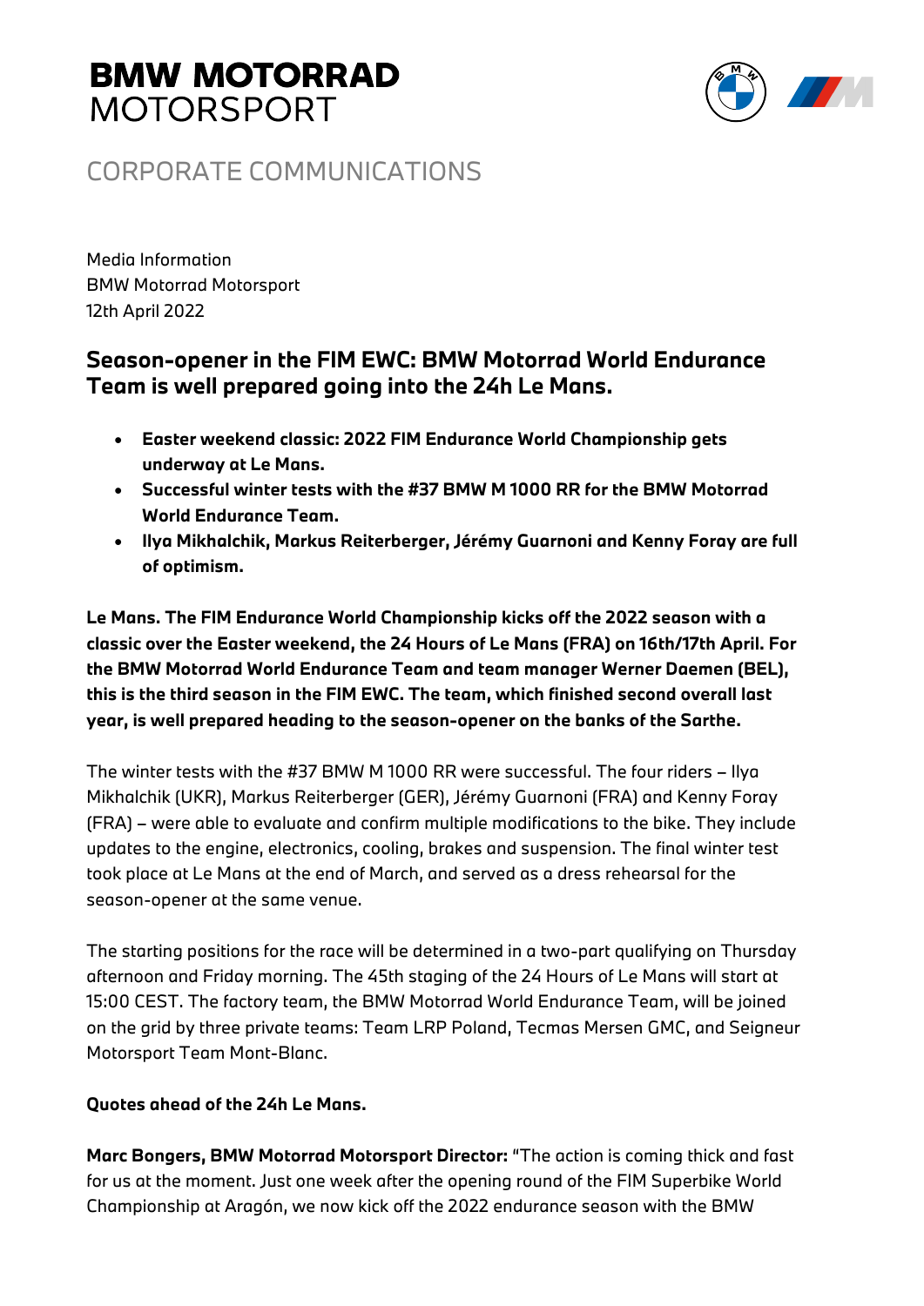# BMW MOTORRAD
# MOTORSPORT

## CORPORATE COMMUNICATIONS

Media Information
BMW Motorrad Motorsport
12th April 2022

## Season-opener in the FIM EWC: BMW Motorrad World Endurance Team is well prepared going into the 24h Le Mans.

- **Easter weekend classic: 2022 FIM Endurance World Championship gets underway at Le Mans.**
- **Successful winter tests with the #37 BMW M 1000 RR for the BMW Motorrad World Endurance Team.**
- **Ilya Mikhalchik, Markus Reiterberger, Jérémy Guarnoni and Kenny Foray are full of optimism.**

**Le Mans. The FIM Endurance World Championship kicks off the 2022 season with a classic over the Easter weekend, the 24 Hours of Le Mans (FRA) on 16th/17th April. For the BMW Motorrad World Endurance Team and team manager Werner Daemen (BEL), this is the third season in the FIM EWC. The team, which finished second overall last year, is well prepared heading to the season-opener on the banks of the Sarthe.**

The winter tests with the #37 BMW M 1000 RR were successful. The four riders – Ilya Mikhalchik (UKR), Markus Reiterberger (GER), Jérémy Guarnoni (FRA) and Kenny Foray (FRA) – were able to evaluate and confirm multiple modifications to the bike. They include updates to the engine, electronics, cooling, brakes and suspension. The final winter test took place at Le Mans at the end of March, and served as a dress rehearsal for the season-opener at the same venue.

The starting positions for the race will be determined in a two-part qualifying on Thursday afternoon and Friday morning. The 45th staging of the 24 Hours of Le Mans will start at 15:00 CEST. The factory team, the BMW Motorrad World Endurance Team, will be joined on the grid by three private teams: Team LRP Poland, Tecmas Mersen GMC, and Seigneur Motorsport Team Mont-Blanc.

**Quotes ahead of the 24h Le Mans.**

**Marc Bongers, BMW Motorrad Motorsport Director:** "The action is coming thick and fast for us at the moment. Just one week after the opening round of the FIM Superbike World Championship at Aragón, we now kick off the 2022 endurance season with the BMW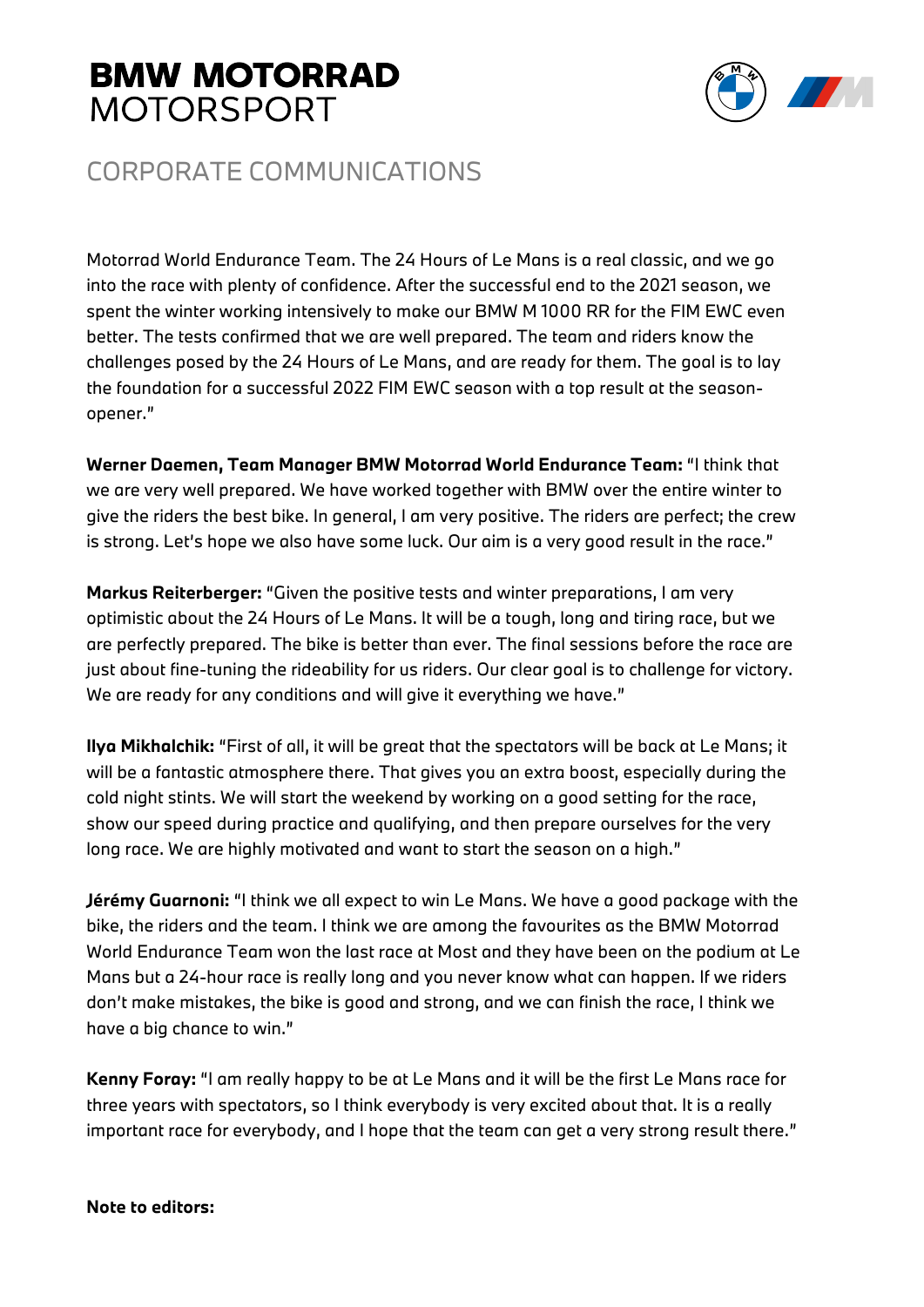Motorrad World Endurance Team. The 24 Hours of Le Mans is a real classic, and we go into the race with plenty of confidence. After the successful end to the 2021 season, we spent the winter working intensively to make our BMW M 1000 RR for the FIM EWC even better. The tests confirmed that we are well prepared. The team and riders know the challenges posed by the 24 Hours of Le Mans, and are ready for them. The goal is to lay the foundation for a successful 2022 FIM EWC season with a top result at the season-opener."

**Werner Daemen, Team Manager BMW Motorrad World Endurance Team:** "I think that we are very well prepared. We have worked together with BMW over the entire winter to give the riders the best bike. In general, I am very positive. The riders are perfect; the crew is strong. Let's hope we also have some luck. Our aim is a very good result in the race."

**Markus Reiterberger:** "Given the positive tests and winter preparations, I am very optimistic about the 24 Hours of Le Mans. It will be a tough, long and tiring race, but we are perfectly prepared. The bike is better than ever. The final sessions before the race are just about fine-tuning the rideability for us riders. Our clear goal is to challenge for victory. We are ready for any conditions and will give it everything we have."

**Ilya Mikhalchik:** "First of all, it will be great that the spectators will be back at Le Mans; it will be a fantastic atmosphere there. That gives you an extra boost, especially during the cold night stints. We will start the weekend by working on a good setting for the race, show our speed during practice and qualifying, and then prepare ourselves for the very long race. We are highly motivated and want to start the season on a high."

**Jérémy Guarnoni:** "I think we all expect to win Le Mans. We have a good package with the bike, the riders and the team. I think we are among the favourites as the BMW Motorrad World Endurance Team won the last race at Most and they have been on the podium at Le Mans but a 24-hour race is really long and you never know what can happen. If we riders don't make mistakes, the bike is good and strong, and we can finish the race, I think we have a big chance to win."

**Kenny Foray:** "I am really happy to be at Le Mans and it will be the first Le Mans race for three years with spectators, so I think everybody is very excited about that. It is a really important race for everybody, and I hope that the team can get a very strong result there."

**Note to editors:**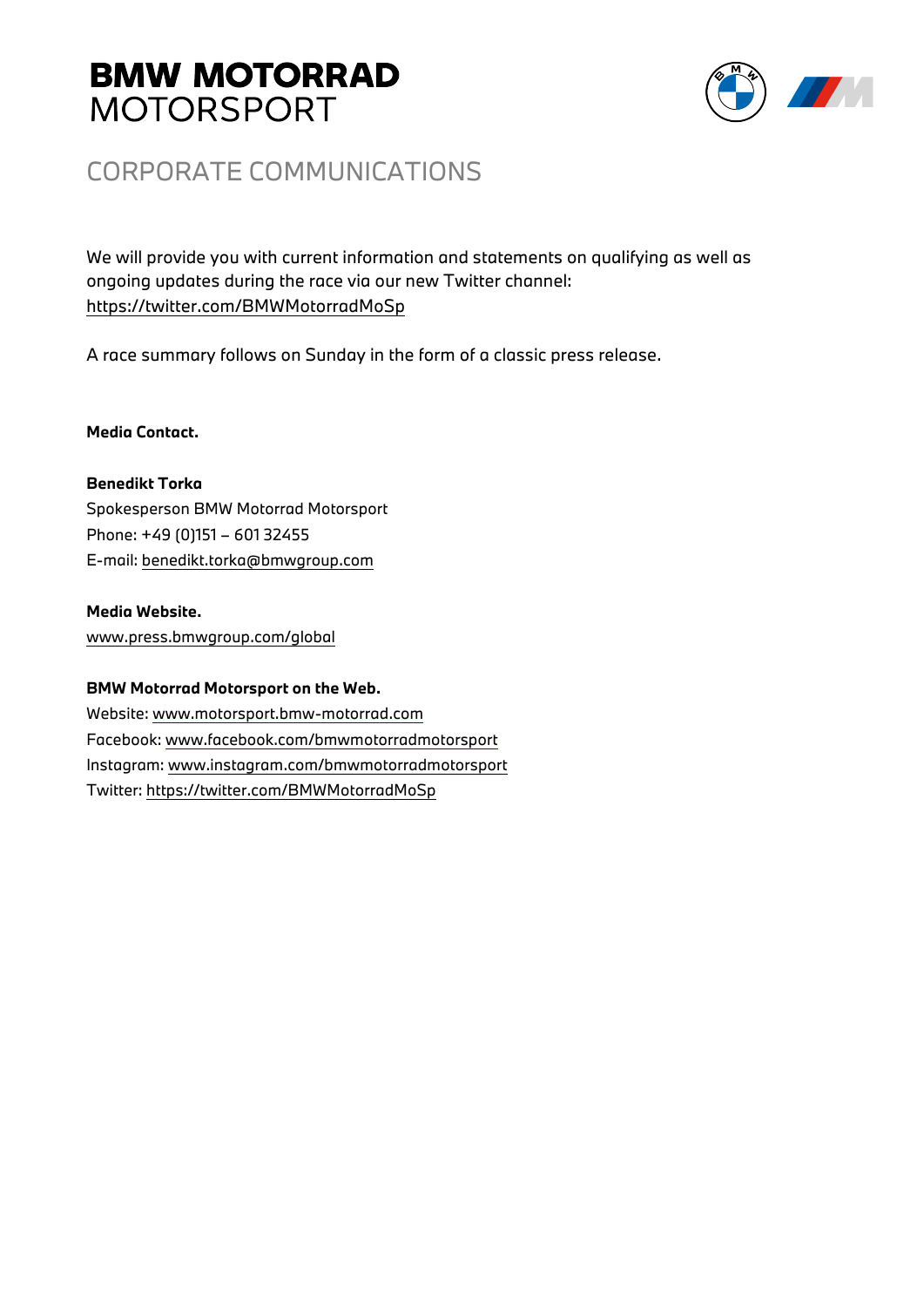We will provide you with current information and statements on qualifying as well as ongoing updates during the race via our new Twitter channel: https://twitter.com/BMWMotorradMoSp

A race summary follows on Sunday in the form of a classic press release.

**Media Contact.**

**Benedikt Torka**
Spokesperson BMW Motorrad Motorsport
Phone: +49 (0)151 – 601 32455
E-mail: benedikt.torka@bmwgroup.com

**Media Website.**
www.press.bmwgroup.com/global

**BMW Motorrad Motorsport on the Web.**
Website: www.motorsport.bmw-motorrad.com
Facebook: www.facebook.com/bmwmotorradmotorsport
Instagram: www.instagram.com/bmwmotorradmotorsport
Twitter: https://twitter.com/BMWMotorradMoSp